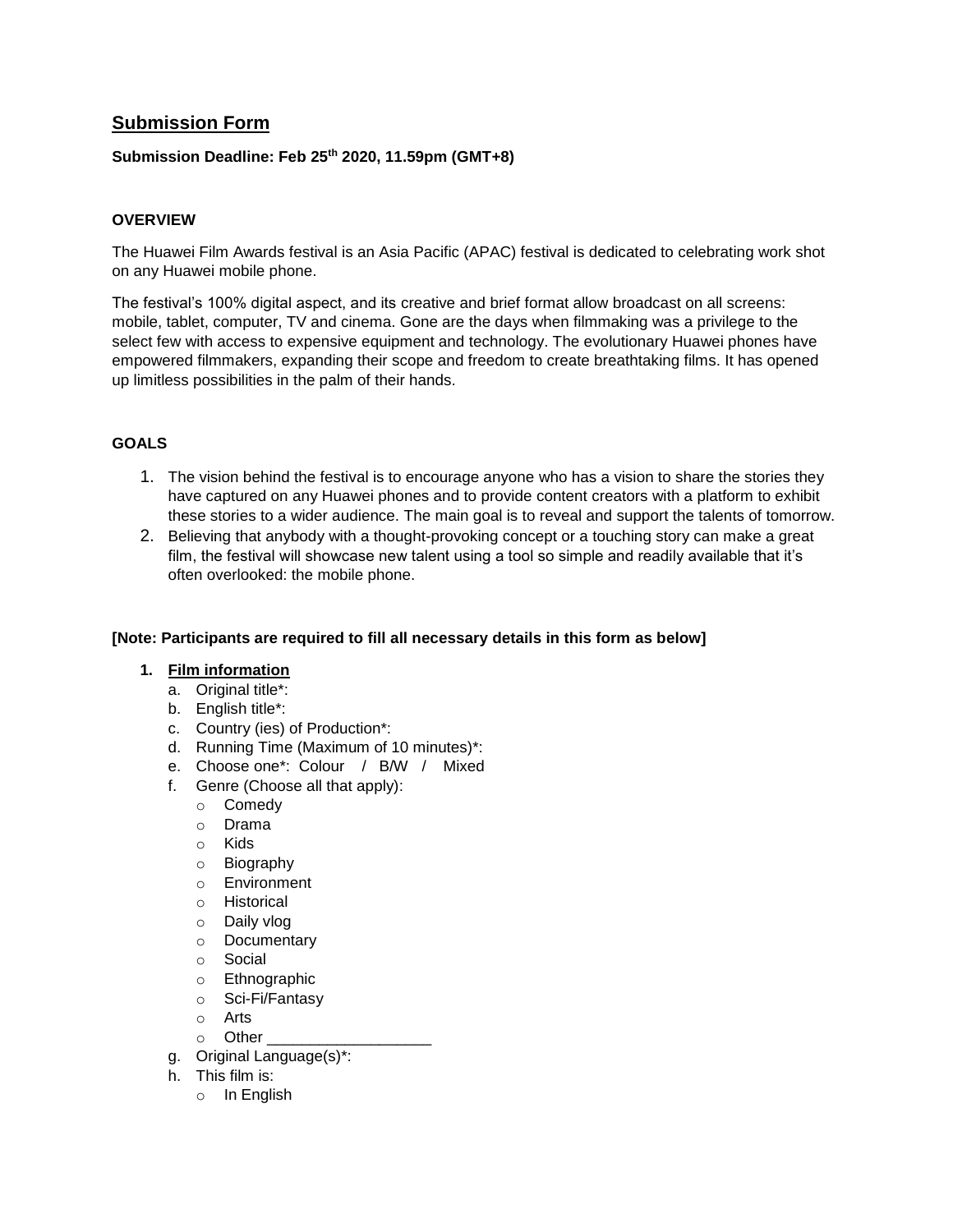## Submission Form

**Submission Deadline: Feb 25th 2020, 11.59pm (GMT+8)**

**OVERVIEW**

The Huawei Film Awards festival is an Asia Pacific (APAC) festival is dedicated to celebrating work shot on any Huawei mobile phone.

The festival's 100% digital aspect, and its creative and brief format allow broadcast on all screens: mobile, tablet, computer, TV and cinema. Gone are the days when filmmaking was a privilege to the select few with access to expensive equipment and technology. The evolutionary Huawei phones have empowered filmmakers, expanding their scope and freedom to create breathtaking films. It has opened up limitless possibilities in the palm of their hands.

**GOALS**

1. The vision behind the festival is to encourage anyone who has a vision to share the stories they have captured on any Huawei phones and to provide content creators with a platform to exhibit these stories to a wider audience. The main goal is to reveal and support the talents of tomorrow.
2. Believing that anybody with a thought-provoking concept or a touching story can make a great film, the festival will showcase new talent using a tool so simple and readily available that it's often overlooked: the mobile phone.

**[Note: Participants are required to fill all necessary details in this form as below]**

1. **Film information**
   a. Original title*:
   b. English title*:
   c. Country (ies) of Production*:
   d. Running Time (Maximum of 10 minutes)*:
   e. Choose one*: Colour / B/W / Mixed
   f. Genre (Choose all that apply):
      - Comedy
      - Drama
      - Kids
      - Biography
      - Environment
      - Historical
      - Daily vlog
      - Documentary
      - Social
      - Ethnographic
      - Sci-Fi/Fantasy
      - Arts
      - Other ___________________
   g. Original Language(s)*:
   h. This film is:
      - In English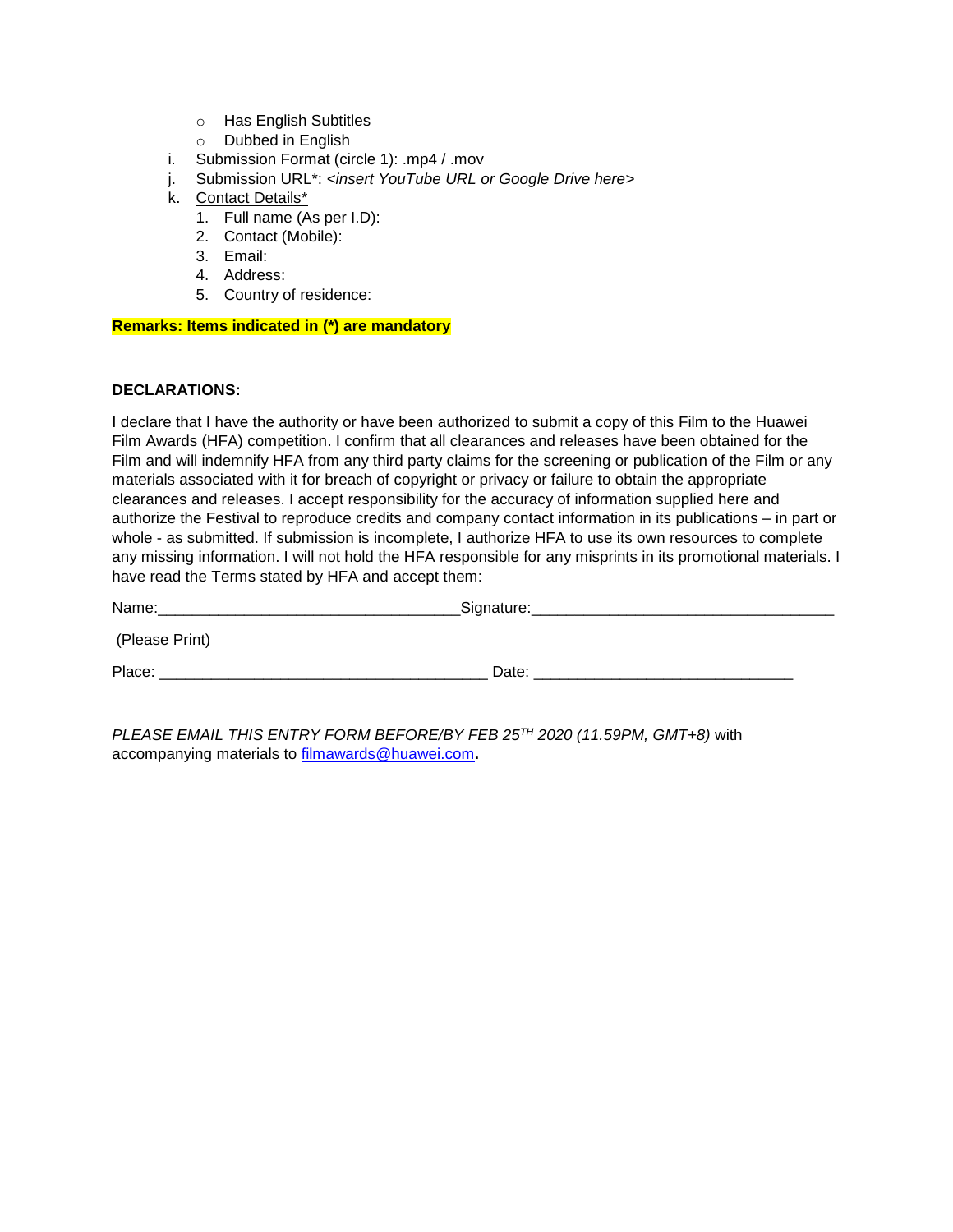- Has English Subtitles
- Dubbed in English

i. Submission Format (circle 1): .mp4 / .mov

j. Submission URL*: *<insert YouTube URL or Google Drive here>*

k. Contact Details*

1. Full name (As per I.D):
2. Contact (Mobile):
3. Email:
4. Address:
5. Country of residence:

**Remarks: Items indicated in (*) are mandatory**

**DECLARATIONS:**

I declare that I have the authority or have been authorized to submit a copy of this Film to the Huawei Film Awards (HFA) competition. I confirm that all clearances and releases have been obtained for the Film and will indemnify HFA from any third party claims for the screening or publication of the Film or any materials associated with it for breach of copyright or privacy or failure to obtain the appropriate clearances and releases. I accept responsibility for the accuracy of information supplied here and authorize the Festival to reproduce credits and company contact information in its publications – in part or whole - as submitted. If submission is incomplete, I authorize HFA to use its own resources to complete any missing information. I will not hold the HFA responsible for any misprints in its promotional materials. I have read the Terms stated by HFA and accept them:

Name:___________________________________Signature:___________________________________

(Please Print)

Place: ______________________________________ Date: _____________________________

*PLEASE EMAIL THIS ENTRY FORM BEFORE/BY FEB 25TH 2020 (11.59PM, GMT+8)* with accompanying materials to filmawards@huawei.com.